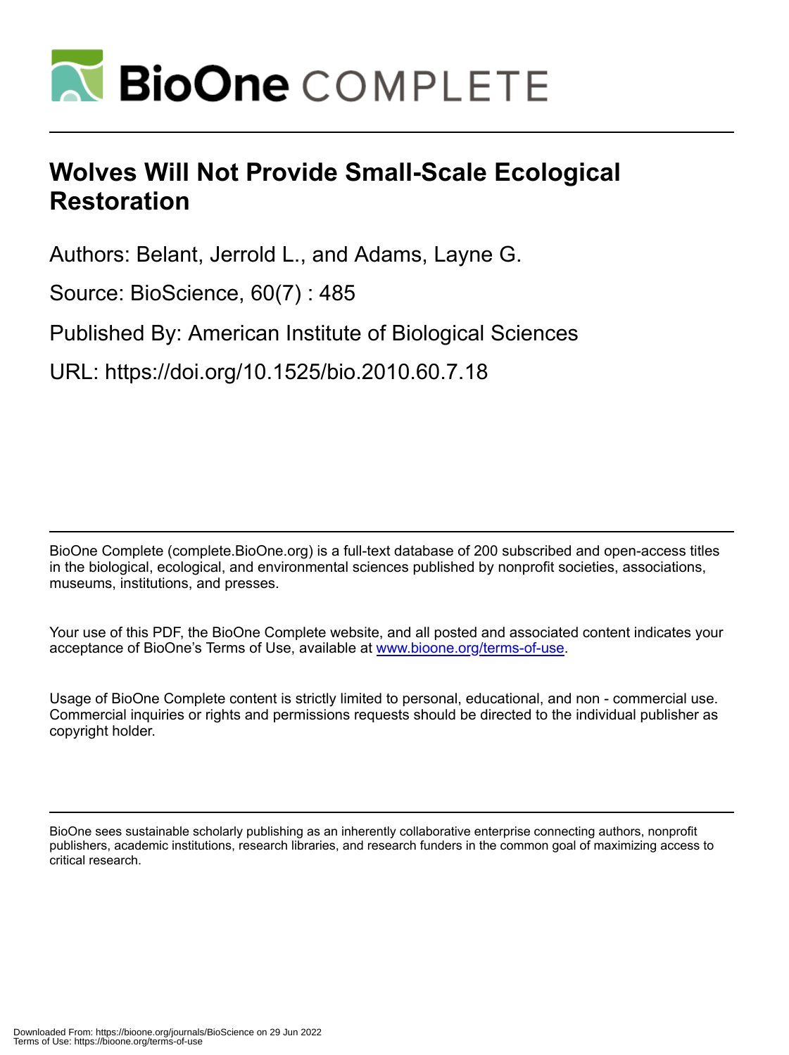# Wolves Will Not Provide Small-Scale Ecological Restoration

Authors: Belant, Jerrold L., and Adams, Layne G.

Source: BioScience, 60(7) : 485

Published By: American Institute of Biological Sciences

URL: https://doi.org/10.1525/bio.2010.60.7.18

BioOne Complete (complete.BioOne.org) is a full-text database of 200 subscribed and open-access titles in the biological, ecological, and environmental sciences published by nonprofit societies, associations, museums, institutions, and presses.

Your use of this PDF, the BioOne Complete website, and all posted and associated content indicates your acceptance of BioOne's Terms of Use, available at www.bioone.org/terms-of-use.

Usage of BioOne Complete content is strictly limited to personal, educational, and non - commercial use. Commercial inquiries or rights and permissions requests should be directed to the individual publisher as copyright holder.

BioOne sees sustainable scholarly publishing as an inherently collaborative enterprise connecting authors, nonprofit publishers, academic institutions, research libraries, and research funders in the common goal of maximizing access to critical research.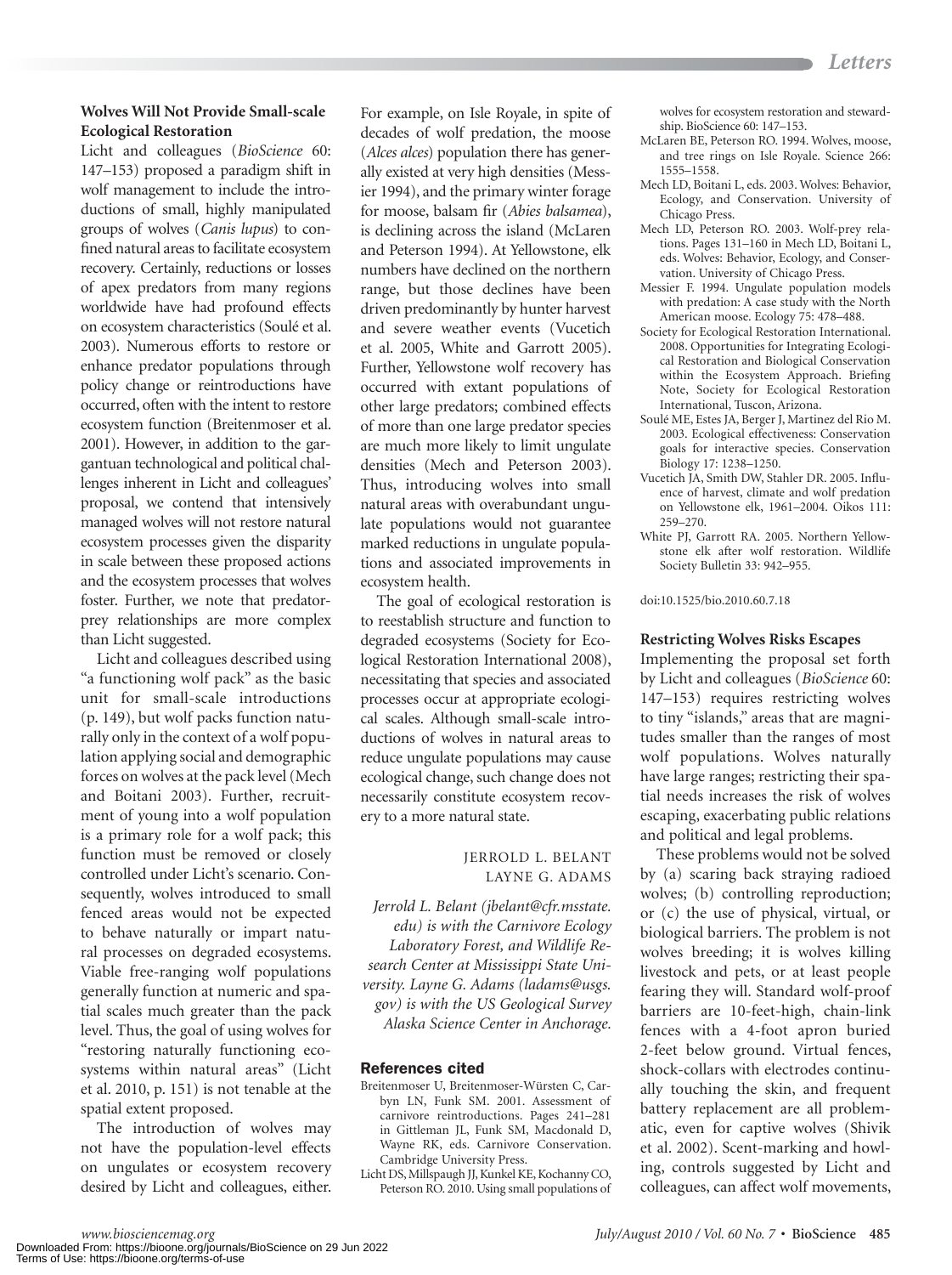### Wolves Will Not Provide Small-scale Ecological Restoration

Licht and colleagues (*BioScience* 60: 147–153) proposed a paradigm shift in wolf management to include the introductions of small, highly manipulated groups of wolves (*Canis lupus*) to confined natural areas to facilitate ecosystem recovery. Certainly, reductions or losses of apex predators from many regions worldwide have had profound effects on ecosystem characteristics (Soulé et al. 2003). Numerous efforts to restore or enhance predator populations through policy change or reintroductions have occurred, often with the intent to restore ecosystem function (Breitenmoser et al. 2001). However, in addition to the gargantuan technological and political challenges inherent in Licht and colleagues' proposal, we contend that intensively managed wolves will not restore natural ecosystem processes given the disparity in scale between these proposed actions and the ecosystem processes that wolves foster. Further, we note that predator-prey relationships are more complex than Licht suggested.

Licht and colleagues described using "a functioning wolf pack" as the basic unit for small-scale introductions (p. 149), but wolf packs function naturally only in the context of a wolf population applying social and demographic forces on wolves at the pack level (Mech and Boitani 2003). Further, recruitment of young into a wolf population is a primary role for a wolf pack; this function must be removed or closely controlled under Licht's scenario. Consequently, wolves introduced to small fenced areas would not be expected to behave naturally or impart natural processes on degraded ecosystems. Viable free-ranging wolf populations generally function at numeric and spatial scales much greater than the pack level. Thus, the goal of using wolves for "restoring naturally functioning ecosystems within natural areas" (Licht et al. 2010, p. 151) is not tenable at the spatial extent proposed.

The introduction of wolves may not have the population-level effects on ungulates or ecosystem recovery desired by Licht and colleagues, either. For example, on Isle Royale, in spite of decades of wolf predation, the moose (*Alces alces*) population there has generally existed at very high densities (Messier 1994), and the primary winter forage for moose, balsam fir (*Abies balsamea*), is declining across the island (McLaren and Peterson 1994). At Yellowstone, elk numbers have declined on the northern range, but those declines have been driven predominantly by hunter harvest and severe weather events (Vucetich et al. 2005, White and Garrott 2005). Further, Yellowstone wolf recovery has occurred with extant populations of other large predators; combined effects of more than one large predator species are much more likely to limit ungulate densities (Mech and Peterson 2003). Thus, introducing wolves into small natural areas with overabundant ungulate populations would not guarantee marked reductions in ungulate populations and associated improvements in ecosystem health.

The goal of ecological restoration is to reestablish structure and function to degraded ecosystems (Society for Ecological Restoration International 2008), necessitating that species and associated processes occur at appropriate ecological scales. Although small-scale introductions of wolves in natural areas to reduce ungulate populations may cause ecological change, such change does not necessarily constitute ecosystem recovery to a more natural state.

JERROLD L. BELANT
LAYNE G. ADAMS

*Jerrold L. Belant (jbelant@cfr.msstate.edu) is with the Carnivore Ecology Laboratory Forest, and Wildlife Research Center at Mississippi State University. Layne G. Adams (ladams@usgs.gov) is with the US Geological Survey Alaska Science Center in Anchorage.*

#### References cited

Breitenmoser U, Breitenmoser-Würsten C, Carbyn LN, Funk SM. 2001. Assessment of carnivore reintroductions. Pages 241–281 in Gittleman JL, Funk SM, Macdonald D, Wayne RK, eds. Carnivore Conservation. Cambridge University Press.

Licht DS, Millspaugh JJ, Kunkel KE, Kochanny CO, Peterson RO. 2010. Using small populations of wolves for ecosystem restoration and stewardship. BioScience 60: 147–153.

McLaren BE, Peterson RO. 1994. Wolves, moose, and tree rings on Isle Royale. Science 266: 1555–1558.

Mech LD, Boitani L, eds. 2003. Wolves: Behavior, Ecology, and Conservation. University of Chicago Press.

Mech LD, Peterson RO. 2003. Wolf-prey relations. Pages 131–160 in Mech LD, Boitani L, eds. Wolves: Behavior, Ecology, and Conservation. University of Chicago Press.

Messier F. 1994. Ungulate population models with predation: A case study with the North American moose. Ecology 75: 478–488.

Society for Ecological Restoration International. 2008. Opportunities for Integrating Ecological Restoration and Biological Conservation within the Ecosystem Approach. Briefing Note, Society for Ecological Restoration International, Tuscon, Arizona.

Soulé ME, Estes JA, Berger J, Martinez del Rio M. 2003. Ecological effectiveness: Conservation goals for interactive species. Conservation Biology 17: 1238–1250.

Vucetich JA, Smith DW, Stahler DR. 2005. Influence of harvest, climate and wolf predation on Yellowstone elk, 1961–2004. Oikos 111: 259–270.

White PJ, Garrott RA. 2005. Northern Yellowstone elk after wolf restoration. Wildlife Society Bulletin 33: 942–955.

doi:10.1525/bio.2010.60.7.18

### Restricting Wolves Risks Escapes

Implementing the proposal set forth by Licht and colleagues (*BioScience* 60: 147–153) requires restricting wolves to tiny "islands," areas that are magnitudes smaller than the ranges of most wolf populations. Wolves naturally have large ranges; restricting their spatial needs increases the risk of wolves escaping, exacerbating public relations and political and legal problems.

These problems would not be solved by (a) scaring back straying radioed wolves; (b) controlling reproduction; or (c) the use of physical, virtual, or biological barriers. The problem is not wolves breeding; it is wolves killing livestock and pets, or at least people fearing they will. Standard wolf-proof barriers are 10-feet-high, chain-link fences with a 4-foot apron buried 2-feet below ground. Virtual fences, shock-collars with electrodes continually touching the skin, and frequent battery replacement are all problematic, even for captive wolves (Shivik et al. 2002). Scent-marking and howling, controls suggested by Licht and colleagues, can affect wolf movements,